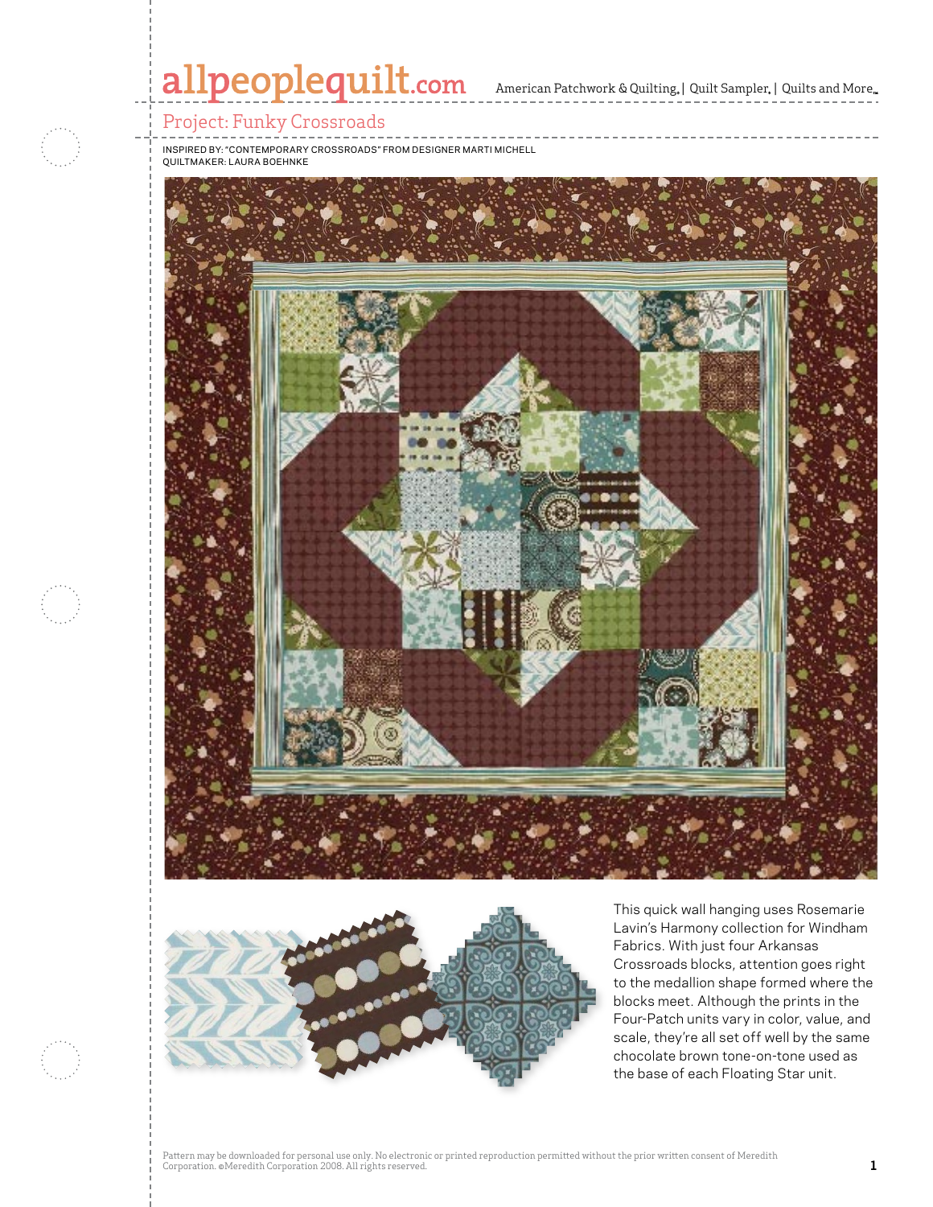# Project: Funky Crossroads

INSPIRED BY: "CONTEMPORARY CROSSROADS" FROM DESIGNER MARTI MICHELL
QUILTMAKER: LAURA BOEHNKE

This quick wall hanging uses Rosemarie Lavin's Harmony collection for Windham Fabrics. With just four Arkansas Crossroads blocks, attention goes right to the medallion shape formed where the blocks meet. Although the prints in the Four-Patch units vary in color, value, and scale, they're all set off well by the same chocolate brown tone-on-tone used as the base of each Floating Star unit.

Pattern may be downloaded for personal use only. No electronic or printed reproduction permitted without the prior written consent of Meredith Corporation. ©Meredith Corporation 2008. All rights reserved.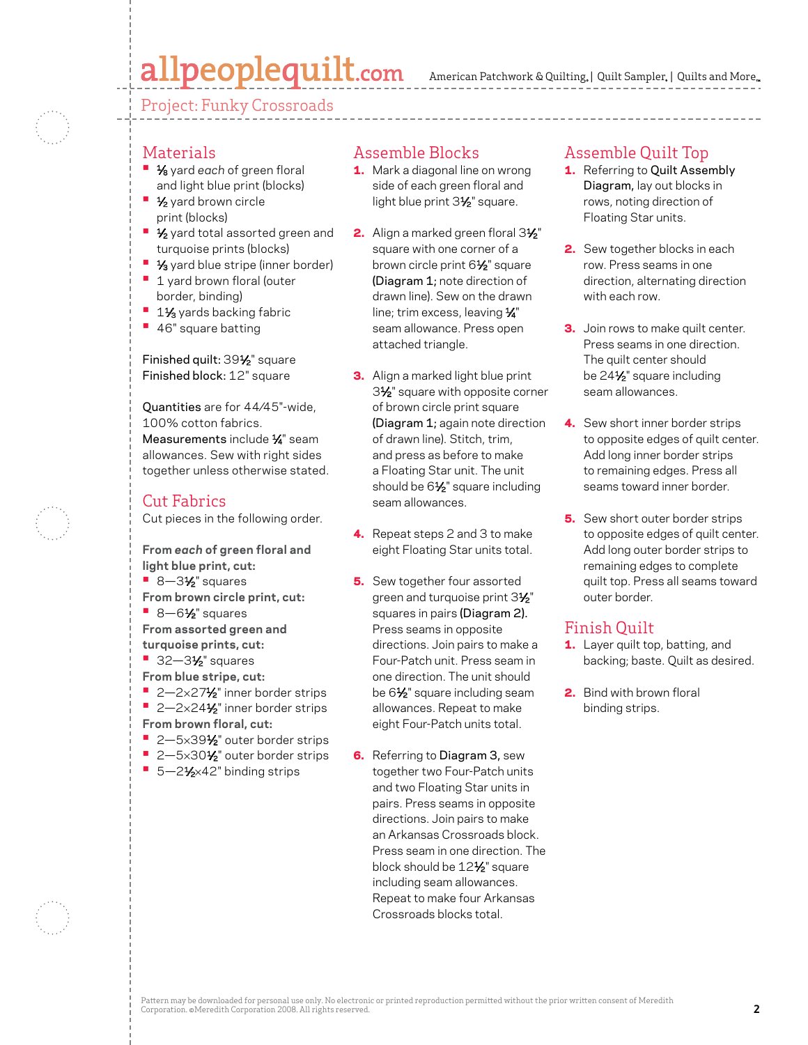Project: Funky Crossroads

## Materials

- ⅛ yard *each* of green floral and light blue print (blocks)
- ½ yard brown circle print (blocks)
- ½ yard total assorted green and turquoise prints (blocks)
- ⅓ yard blue stripe (inner border)
- 1 yard brown floral (outer border, binding)
- 1⅓ yards backing fabric
- 46" square batting

**Finished quilt:** 39½" square
**Finished block:** 12" square

**Quantities** are for 44/45"-wide, 100% cotton fabrics.
**Measurements** include ¼" seam allowances. Sew with right sides together unless otherwise stated.

## Cut Fabrics

Cut pieces in the following order.

**From *each* of green floral and light blue print, cut:**
- 8—3½" squares

**From brown circle print, cut:**
- 8—6½" squares

**From assorted green and turquoise prints, cut:**
- 32—3½" squares

**From blue stripe, cut:**
- 2—2×27½" inner border strips
- 2—2×24½" inner border strips

**From brown floral, cut:**
- 2—5×39½" outer border strips
- 2—5×30½" outer border strips
- 5—2½×42" binding strips

## Assemble Blocks

1. Mark a diagonal line on wrong side of each green floral and light blue print 3½" square.
2. Align a marked green floral 3½" square with one corner of a brown circle print 6½" square **(Diagram 1;** note direction of drawn line). Sew on the drawn line; trim excess, leaving ¼" seam allowance. Press open attached triangle.
3. Align a marked light blue print 3½" square with opposite corner of brown circle print square **(Diagram 1;** again note direction of drawn line). Stitch, trim, and press as before to make a Floating Star unit. The unit should be 6½" square including seam allowances.
4. Repeat steps 2 and 3 to make eight Floating Star units total.
5. Sew together four assorted green and turquoise print 3½" squares in pairs **(Diagram 2).** Press seams in opposite directions. Join pairs to make a Four-Patch unit. Press seam in one direction. The unit should be 6½" square including seam allowances. Repeat to make eight Four-Patch units total.
6. Referring to **Diagram 3,** sew together two Four-Patch units and two Floating Star units in pairs. Press seams in opposite directions. Join pairs to make an Arkansas Crossroads block. Press seam in one direction. The block should be 12½" square including seam allowances. Repeat to make four Arkansas Crossroads blocks total.

## Assemble Quilt Top

1. Referring to **Quilt Assembly Diagram,** lay out blocks in rows, noting direction of Floating Star units.
2. Sew together blocks in each row. Press seams in one direction, alternating direction with each row.
3. Join rows to make quilt center. Press seams in one direction. The quilt center should be 24½" square including seam allowances.
4. Sew short inner border strips to opposite edges of quilt center. Add long inner border strips to remaining edges. Press all seams toward inner border.
5. Sew short outer border strips to opposite edges of quilt center. Add long outer border strips to remaining edges to complete quilt top. Press all seams toward outer border.

## Finish Quilt

1. Layer quilt top, batting, and backing; baste. Quilt as desired.
2. Bind with brown floral binding strips.

Pattern may be downloaded for personal use only. No electronic or printed reproduction permitted without the prior written consent of Meredith Corporation. ©Meredith Corporation 2008. All rights reserved.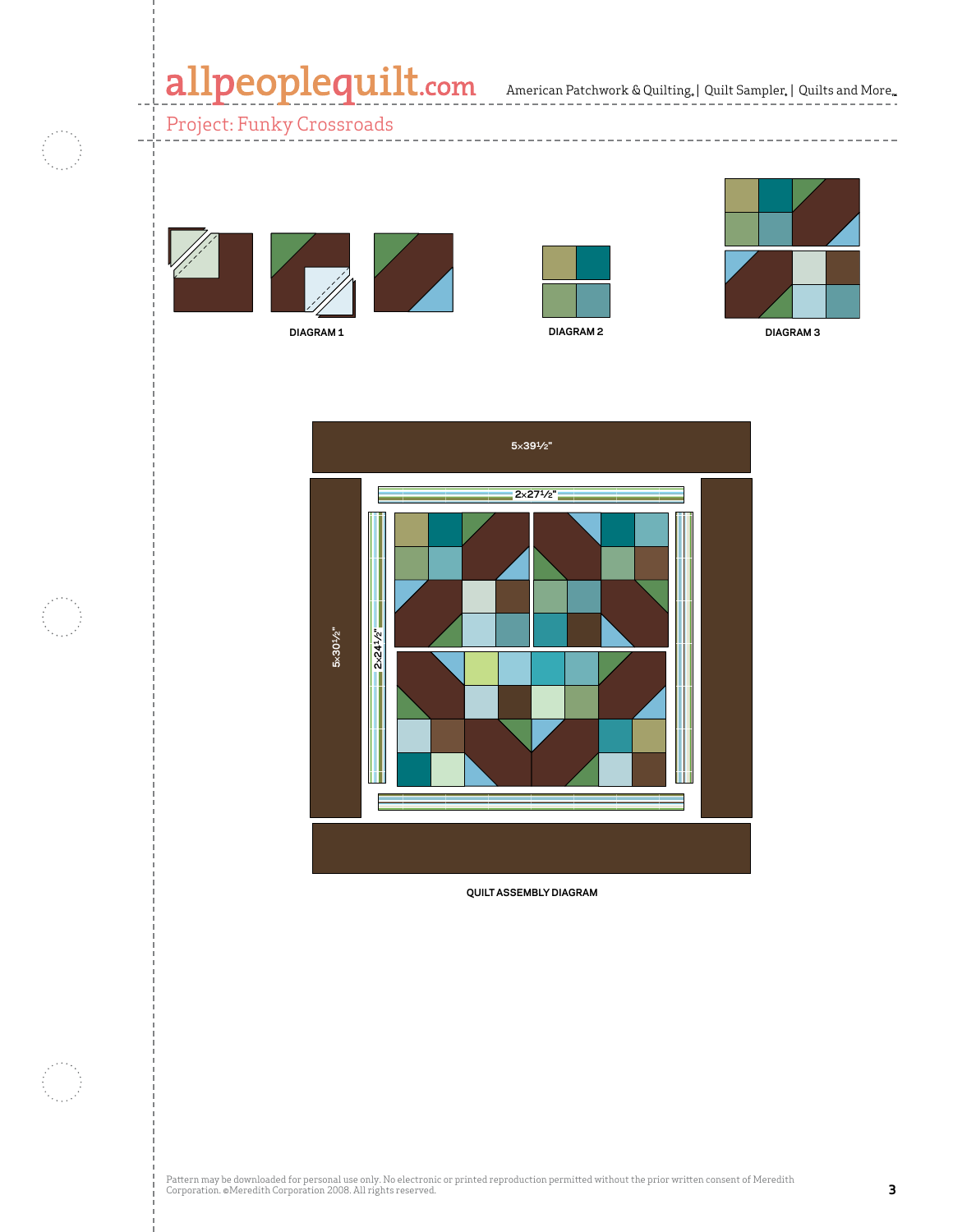Project: Funky Crossroads

DIAGRAM 1

DIAGRAM 2

DIAGRAM 3

5x39½"

2x27½"

5x30½"

2x24½"

QUILT ASSEMBLY DIAGRAM

Pattern may be downloaded for personal use only. No electronic or printed reproduction permitted without the prior written consent of Meredith Corporation. ©Meredith Corporation 2008. All rights reserved.